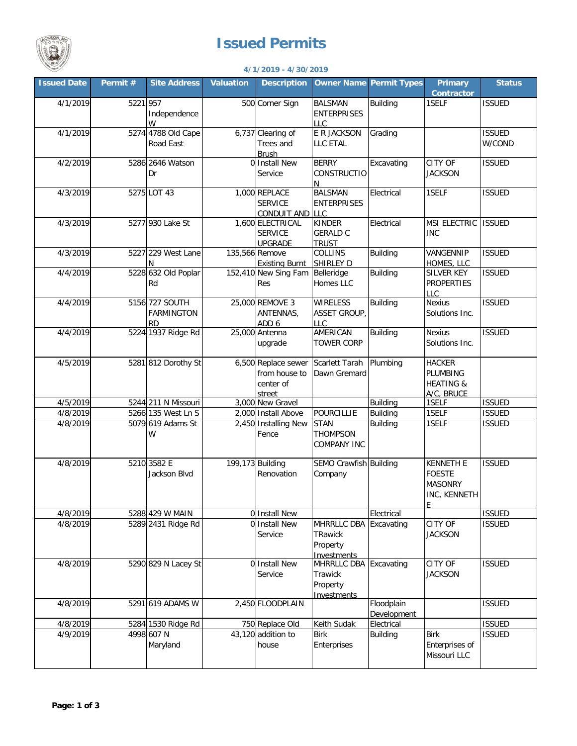# Issued Permits

**4/1/2019 - 4/30/2019**

| Issued Date | Permit # | Site Address | Valuation | Description | Owner Name | Permit Types | Primary Contractor | Status |
|---|---|---|---|---|---|---|---|---|
| 4/1/2019 | 5221 | 957 Independence W | 500 | Corner Sign | BALSMAN ENTERPRISES LLC | Building | 1SELF | ISSUED |
| 4/1/2019 | 5274 | 4788 Old Cape Road East | 6,737 | Clearing of Trees and Brush | E R JACKSON LLC ETAL | Grading | | ISSUED W/COND |
| 4/2/2019 | 5286 | 2646 Watson Dr | 0 | Install New Service | BERRY CONSTRUCTION | Excavating | CITY OF JACKSON | ISSUED |
| 4/3/2019 | 5275 | LOT 43 | 1,000 | REPLACE SERVICE CONDUIT AND | BALSMAN ENTERPRISES LLC | Electrical | 1SELF | ISSUED |
| 4/3/2019 | 5277 | 930 Lake St | 1,600 | ELECTRICAL SERVICE UPGRADE | KINDER GERALD C TRUST | Electrical | MSI ELECTRIC INC | ISSUED |
| 4/3/2019 | 5227 | 229 West Lane N | 135,566 | Remove Existing Burnt | COLLINS SHIRLEY D | Building | VANGENNIP HOMES, LLC | ISSUED |
| 4/4/2019 | 5228 | 632 Old Poplar Rd | 152,410 | New Sing Fam Res | Belleridge Homes LLC | Building | SILVER KEY PROPERTIES LLC | ISSUED |
| 4/4/2019 | 5156 | 727 SOUTH FARMINGTON RD | 25,000 | REMOVE 3 ANTENNAS, ADD 6 | WIRELESS ASSET GROUP, LLC | Building | Nexius Solutions Inc. | ISSUED |
| 4/4/2019 | 5224 | 1937 Ridge Rd | 25,000 | Antenna upgrade | AMERICAN TOWER CORP | Building | Nexius Solutions Inc. | ISSUED |
| 4/5/2019 | 5281 | 812 Dorothy St | 6,500 | Replace sewer from house to center of street | Scarlett Tarah Dawn Gremard | Plumbing | HACKER PLUMBING HEATING & A/C, BRUCE | |
| 4/5/2019 | 5244 | 211 N Missouri | 3,000 | New Gravel | | Building | 1SELF | ISSUED |
| 4/8/2019 | 5266 | 135 West Ln S | 2,000 | Install Above | POURCILLIE | Building | 1SELF | ISSUED |
| 4/8/2019 | 5079 | 619 Adams St W | 2,450 | Installing New Fence | STAN THOMPSON COMPANY INC | Building | 1SELF | ISSUED |
| 4/8/2019 | 5210 | 3582 E Jackson Blvd | 199,173 | Building Renovation | SEMO Crawfish Company | Building | KENNETH E FOESTE MASONRY INC, KENNETH E | ISSUED |
| 4/8/2019 | 5288 | 429 W MAIN | 0 | Install New | | Electrical | | ISSUED |
| 4/8/2019 | 5289 | 2431 Ridge Rd | 0 | Install New Service | MHRRLLC DBA TRawick Property Investments | Excavating | CITY OF JACKSON | ISSUED |
| 4/8/2019 | 5290 | 829 N Lacey St | 0 | Install New Service | MHRRLLC DBA Trawick Property Investments | Excavating | CITY OF JACKSON | ISSUED |
| 4/8/2019 | 5291 | 619 ADAMS W | 2,450 | FLOODPLAIN | | Floodplain Development | | ISSUED |
| 4/8/2019 | 5284 | 1530 Ridge Rd | 750 | Replace Old | Keith Sudak | Electrical | | ISSUED |
| 4/9/2019 | 4998 | 607 N Maryland | 43,120 | addition to house | Birk Enterprises | Building | Birk Enterprises of Missouri LLC | ISSUED |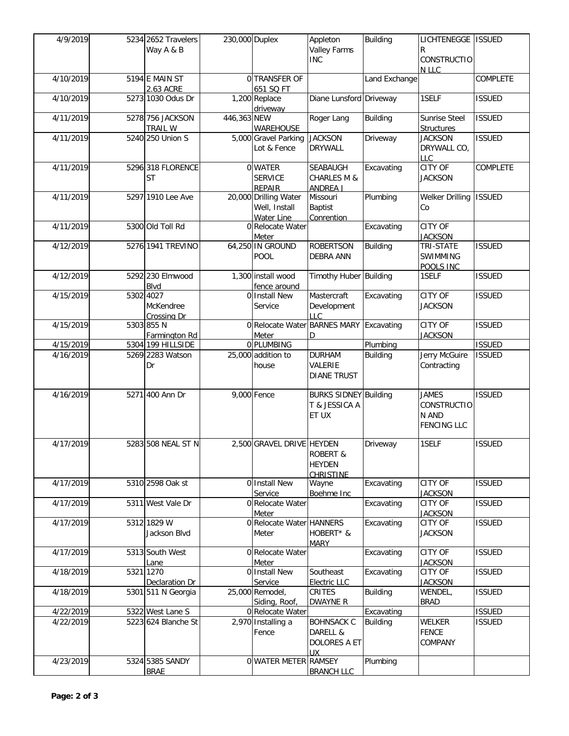| | | | | | | | | |
|---|---|---|---|---|---|---|---|---|
| 4/9/2019 | 5234 | 2652 Travelers Way A & B | 230,000 | Duplex | Appleton Valley Farms INC | Building | LICHTENEGGER CONSTRUCTION LLC | ISSUED |
| 4/10/2019 | 5194 | E MAIN ST 2.63 ACRE | 0 | TRANSFER OF 651 SQ FT | | Land Exchange | | COMPLETE |
| 4/10/2019 | 5273 | 1030 Odus Dr | 1,200 | Replace driveway | Diane Lunsford | Driveway | 1SELF | ISSUED |
| 4/11/2019 | 5278 | 756 JACKSON TRAIL W | 446,363 | NEW WAREHOUSE | Roger Lang | Building | Sunrise Steel Structures | ISSUED |
| 4/11/2019 | 5240 | 250 Union S | 5,000 | Gravel Parking Lot & Fence | JACKSON DRYWALL | Driveway | JACKSON DRYWALL CO, LLC | ISSUED |
| 4/11/2019 | 5296 | 318 FLORENCE ST | 0 | WATER SERVICE REPAIR | SEABAUGH CHARLES M & ANDREA J | Excavating | CITY OF JACKSON | COMPLETE |
| 4/11/2019 | 5297 | 1910 Lee Ave | 20,000 | Drilling Water Well, Install Water Line | Missouri Baptist Conrention | Plumbing | Welker Drilling Co | ISSUED |
| 4/11/2019 | 5300 | Old Toll Rd | 0 | Relocate Water Meter | | Excavating | CITY OF JACKSON | |
| 4/12/2019 | 5276 | 1941 TREVINO | 64,250 | IN GROUND POOL | ROBERTSON DEBRA ANN | Building | TRI-STATE SWIMMING POOLS INC | ISSUED |
| 4/12/2019 | 5292 | 230 Elmwood Blvd | 1,300 | install wood fence around | Timothy Huber | Building | 1SELF | ISSUED |
| 4/15/2019 | 5302 | 4027 McKendree Crossing Dr | 0 | Install New Service | Mastercraft Development LLC | Excavating | CITY OF JACKSON | ISSUED |
| 4/15/2019 | 5303 | 855 N Farmington Rd | 0 | Relocate Water Meter | BARNES MARY D | Excavating | CITY OF JACKSON | ISSUED |
| 4/15/2019 | 5304 | 199 HILLSIDE | 0 | PLUMBING | | Plumbing | | ISSUED |
| 4/16/2019 | 5269 | 2283 Watson Dr | 25,000 | addition to house | DURHAM VALERIE DIANE TRUST | Building | Jerry McGuire Contracting | ISSUED |
| 4/16/2019 | 5271 | 400 Ann Dr | 9,000 | Fence | BURKS SIDNEY T & JESSICA A ET UX | Building | JAMES CONSTRUCTION AND FENCING LLC | ISSUED |
| 4/17/2019 | 5283 | 508 NEAL ST N | 2,500 | GRAVEL DRIVE | HEYDEN ROBERT & HEYDEN CHRISTINE | Driveway | 1SELF | ISSUED |
| 4/17/2019 | 5310 | 2598 Oak st | 0 | Install New Service | Wayne Boehme Inc | Excavating | CITY OF JACKSON | ISSUED |
| 4/17/2019 | 5311 | West Vale Dr | 0 | Relocate Water Meter | | Excavating | CITY OF JACKSON | ISSUED |
| 4/17/2019 | 5312 | 1829 W Jackson Blvd | 0 | Relocate Water Meter | HANNERS HOBERT* & MARY | Excavating | CITY OF JACKSON | ISSUED |
| 4/17/2019 | 5313 | South West Lane | 0 | Relocate Water Meter | | Excavating | CITY OF JACKSON | ISSUED |
| 4/18/2019 | 5321 | 1270 Declaration Dr | 0 | Install New Service | Southeast Electric LLC | Excavating | CITY OF JACKSON | ISSUED |
| 4/18/2019 | 5301 | 511 N Georgia | 25,000 | Remodel, Siding, Roof, | CRITES DWAYNE R | Building | WENDEL, BRAD | ISSUED |
| 4/22/2019 | 5322 | West Lane S | 0 | Relocate Water | | Excavating | | ISSUED |
| 4/22/2019 | 5223 | 624 Blanche St | 2,970 | Installing a Fence | BOHNSACK C DARELL & DOLORES A ET UX | Building | WELKER FENCE COMPANY | ISSUED |
| 4/23/2019 | 5324 | 5385 SANDY BRAE | 0 | WATER METER | RAMSEY BRANCH LLC | Plumbing | | |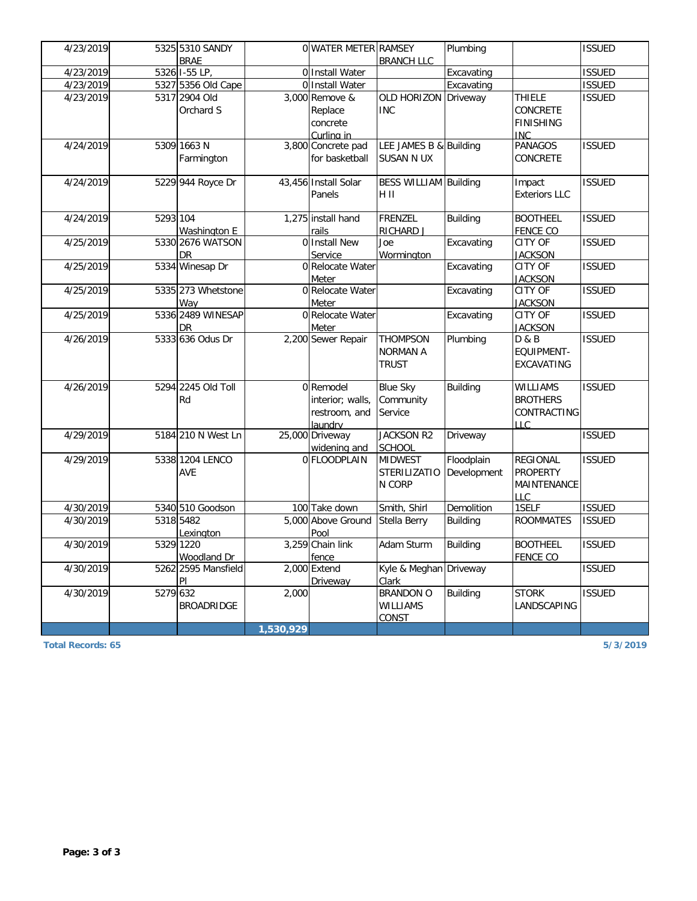| | | | | | | | | |
|---|---|---|---|---|---|---|---|---|
| 4/23/2019 | 5325 | 5310 SANDY BRAE | 0 | WATER METER | RAMSEY BRANCH LLC | Plumbing | | ISSUED |
| 4/23/2019 | 5326 | I-55 LP, | 0 | Install Water | | Excavating | | ISSUED |
| 4/23/2019 | 5327 | 5356 Old Cape | 0 | Install Water | | Excavating | | ISSUED |
| 4/23/2019 | 5317 | 2904 Old Orchard S | 3,000 | Remove & Replace concrete Curling in | OLD HORIZON INC | Driveway | THIELE CONCRETE FINISHING INC | ISSUED |
| 4/24/2019 | 5309 | 1663 N Farmington | 3,800 | Concrete pad for basketball | LEE JAMES B & SUSAN N UX | Building | PANAGOS CONCRETE | ISSUED |
| 4/24/2019 | 5229 | 944 Royce Dr | 43,456 | Install Solar Panels | BESS WILLIAM H II | Building | Impact Exteriors LLC | ISSUED |
| 4/24/2019 | 5293 | 104 Washington E | 1,275 | install hand rails | FRENZEL RICHARD J | Building | BOOTHEEL FENCE CO | ISSUED |
| 4/25/2019 | 5330 | 2676 WATSON DR | 0 | Install New Service | Joe Wormington | Excavating | CITY OF JACKSON | ISSUED |
| 4/25/2019 | 5334 | Winesap Dr | 0 | Relocate Water Meter | | Excavating | CITY OF JACKSON | ISSUED |
| 4/25/2019 | 5335 | 273 Whetstone Way | 0 | Relocate Water Meter | | Excavating | CITY OF JACKSON | ISSUED |
| 4/25/2019 | 5336 | 2489 WINESAP DR | 0 | Relocate Water Meter | | Excavating | CITY OF JACKSON | ISSUED |
| 4/26/2019 | 5333 | 636 Odus Dr | 2,200 | Sewer Repair | THOMPSON NORMAN A TRUST | Plumbing | D & B EQUIPMENT-EXCAVATING | ISSUED |
| 4/26/2019 | 5294 | 2245 Old Toll Rd | 0 | Remodel interior; walls, restroom, and laundry | Blue Sky Community Service | Building | WILLIAMS BROTHERS CONTRACTING LLC | ISSUED |
| 4/29/2019 | 5184 | 210 N West Ln | 25,000 | Driveway widening and | JACKSON R2 SCHOOL | Driveway | | ISSUED |
| 4/29/2019 | 5338 | 1204 LENCO AVE | 0 | FLOODPLAIN | MIDWEST STERILIZATION CORP | Floodplain Development | REGIONAL PROPERTY MAINTENANCE LLC | ISSUED |
| 4/30/2019 | 5340 | 510 Goodson | 100 | Take down | Smith, Shirl | Demolition | 1SELF | ISSUED |
| 4/30/2019 | 5318 | 5482 Lexington | 5,000 | Above Ground Pool | Stella Berry | Building | ROOMMATES | ISSUED |
| 4/30/2019 | 5329 | 1220 Woodland Dr | 3,259 | Chain link fence | Adam Sturm | Building | BOOTHEEL FENCE CO | ISSUED |
| 4/30/2019 | 5262 | 2595 Mansfield Pl | 2,000 | Extend Driveway | Kyle & Meghan Clark | Driveway | | ISSUED |
| 4/30/2019 | 5279 | 632 BROADRIDGE | 2,000 | | BRANDON O WILLIAMS CONST | Building | STORK LANDSCAPING | ISSUED |
| | | | **1,530,929** | | | | | |

**Total Records: 65**

**5/3/2019**